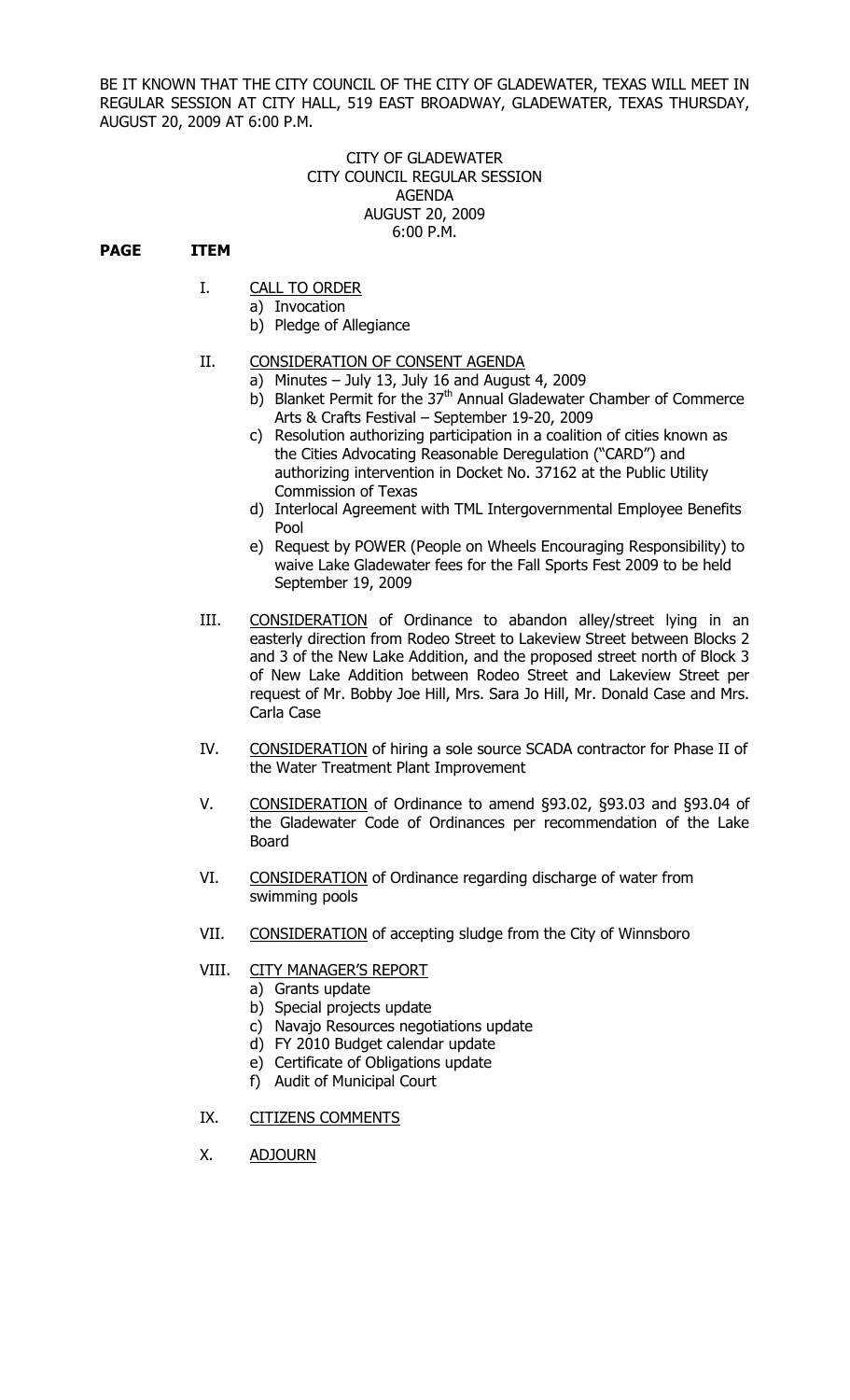BE IT KNOWN THAT THE CITY COUNCIL OF THE CITY OF GLADEWATER, TEXAS WILL MEET IN REGULAR SESSION AT CITY HALL, 519 EAST BROADWAY, GLADEWATER, TEXAS THURSDAY, AUGUST 20, 2009 AT 6:00 P.M.

CITY OF GLADEWATER
CITY COUNCIL REGULAR SESSION
AGENDA
AUGUST 20, 2009
6:00 P.M.

**PAGE ITEM**

I. CALL TO ORDER
   a) Invocation
   b) Pledge of Allegiance

II. CONSIDERATION OF CONSENT AGENDA
   a) Minutes – July 13, July 16 and August 4, 2009
   b) Blanket Permit for the 37th Annual Gladewater Chamber of Commerce Arts & Crafts Festival – September 19-20, 2009
   c) Resolution authorizing participation in a coalition of cities known as the Cities Advocating Reasonable Deregulation ("CARD") and authorizing intervention in Docket No. 37162 at the Public Utility Commission of Texas
   d) Interlocal Agreement with TML Intergovernmental Employee Benefits Pool
   e) Request by POWER (People on Wheels Encouraging Responsibility) to waive Lake Gladewater fees for the Fall Sports Fest 2009 to be held September 19, 2009

III. CONSIDERATION of Ordinance to abandon alley/street lying in an easterly direction from Rodeo Street to Lakeview Street between Blocks 2 and 3 of the New Lake Addition, and the proposed street north of Block 3 of New Lake Addition between Rodeo Street and Lakeview Street per request of Mr. Bobby Joe Hill, Mrs. Sara Jo Hill, Mr. Donald Case and Mrs. Carla Case

IV. CONSIDERATION of hiring a sole source SCADA contractor for Phase II of the Water Treatment Plant Improvement

V. CONSIDERATION of Ordinance to amend §93.02, §93.03 and §93.04 of the Gladewater Code of Ordinances per recommendation of the Lake Board

VI. CONSIDERATION of Ordinance regarding discharge of water from swimming pools

VII. CONSIDERATION of accepting sludge from the City of Winnsboro

VIII. CITY MANAGER'S REPORT
   a) Grants update
   b) Special projects update
   c) Navajo Resources negotiations update
   d) FY 2010 Budget calendar update
   e) Certificate of Obligations update
   f) Audit of Municipal Court

IX. CITIZENS COMMENTS

X. ADJOURN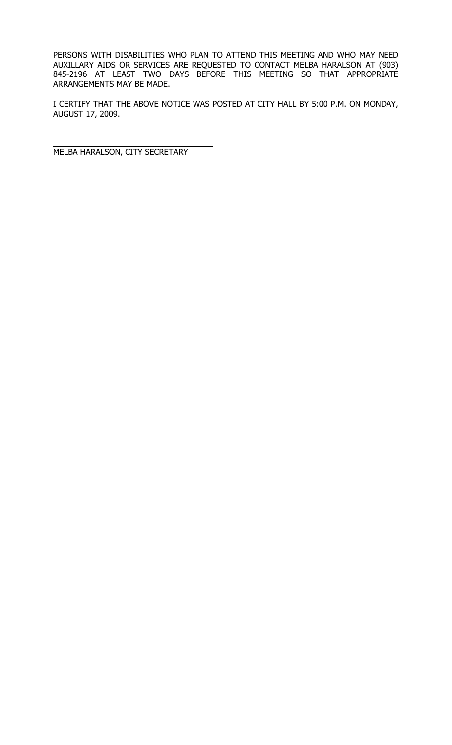PERSONS WITH DISABILITIES WHO PLAN TO ATTEND THIS MEETING AND WHO MAY NEED AUXILLARY AIDS OR SERVICES ARE REQUESTED TO CONTACT MELBA HARALSON AT (903) 845-2196 AT LEAST TWO DAYS BEFORE THIS MEETING SO THAT APPROPRIATE ARRANGEMENTS MAY BE MADE.

I CERTIFY THAT THE ABOVE NOTICE WAS POSTED AT CITY HALL BY 5:00 P.M. ON MONDAY, AUGUST 17, 2009.

MELBA HARALSON, CITY SECRETARY